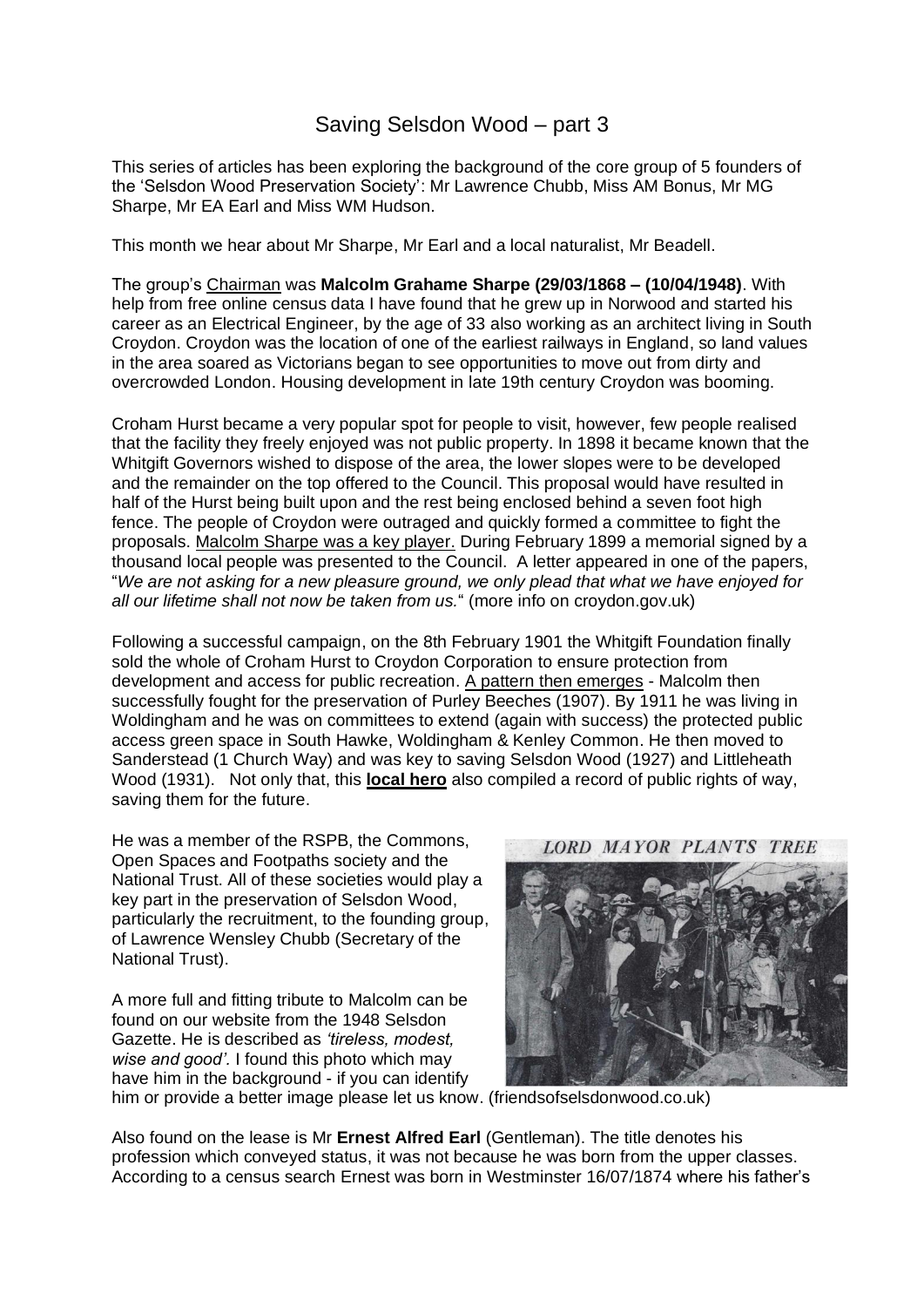# Saving Selsdon Wood – part 3

This series of articles has been exploring the background of the core group of 5 founders of the 'Selsdon Wood Preservation Society': Mr Lawrence Chubb, Miss AM Bonus, Mr MG Sharpe, Mr EA Earl and Miss WM Hudson.

This month we hear about Mr Sharpe, Mr Earl and a local naturalist, Mr Beadell.

The group's Chairman was **Malcolm Grahame Sharpe (29/03/1868 – (10/04/1948)**. With help from free online census data I have found that he grew up in Norwood and started his career as an Electrical Engineer, by the age of 33 also working as an architect living in South Croydon. Croydon was the location of one of the earliest railways in England, so land values in the area soared as Victorians began to see opportunities to move out from dirty and overcrowded London. Housing development in late 19th century Croydon was booming.

Croham Hurst became a very popular spot for people to visit, however, few people realised that the facility they freely enjoyed was not public property. In 1898 it became known that the Whitgift Governors wished to dispose of the area, the lower slopes were to be developed and the remainder on the top offered to the Council. This proposal would have resulted in half of the Hurst being built upon and the rest being enclosed behind a seven foot high fence. The people of Croydon were outraged and quickly formed a committee to fight the proposals. Malcolm Sharpe was a key player. During February 1899 a memorial signed by a thousand local people was presented to the Council. A letter appeared in one of the papers, "*We are not asking for a new pleasure ground, we only plead that what we have enjoyed for all our lifetime shall not now be taken from us.*" (more info on croydon.gov.uk)

Following a successful campaign, on the 8th February 1901 the Whitgift Foundation finally sold the whole of Croham Hurst to Croydon Corporation to ensure protection from development and access for public recreation. A pattern then emerges - Malcolm then successfully fought for the preservation of Purley Beeches (1907). By 1911 he was living in Woldingham and he was on committees to extend (again with success) the protected public access green space in South Hawke, Woldingham & Kenley Common. He then moved to Sanderstead (1 Church Way) and was key to saving Selsdon Wood (1927) and Littleheath Wood (1931). Not only that, this **local hero** also compiled a record of public rights of way, saving them for the future.

He was a member of the RSPB, the Commons, Open Spaces and Footpaths society and the National Trust. All of these societies would play a key part in the preservation of Selsdon Wood, particularly the recruitment, to the founding group, of Lawrence Wensley Chubb (Secretary of the National Trust).

*LORD MAYOR PLANTS TREE*

A more full and fitting tribute to Malcolm can be found on our website from the 1948 Selsdon Gazette. He is described as *'tireless, modest, wise and good'.* I found this photo which may have him in the background - if you can identify him or provide a better image please let us know. (friendsofselsdonwood.co.uk)

Also found on the lease is Mr **Ernest Alfred Earl** (Gentleman). The title denotes his profession which conveyed status, it was not because he was born from the upper classes. According to a census search Ernest was born in Westminster 16/07/1874 where his father's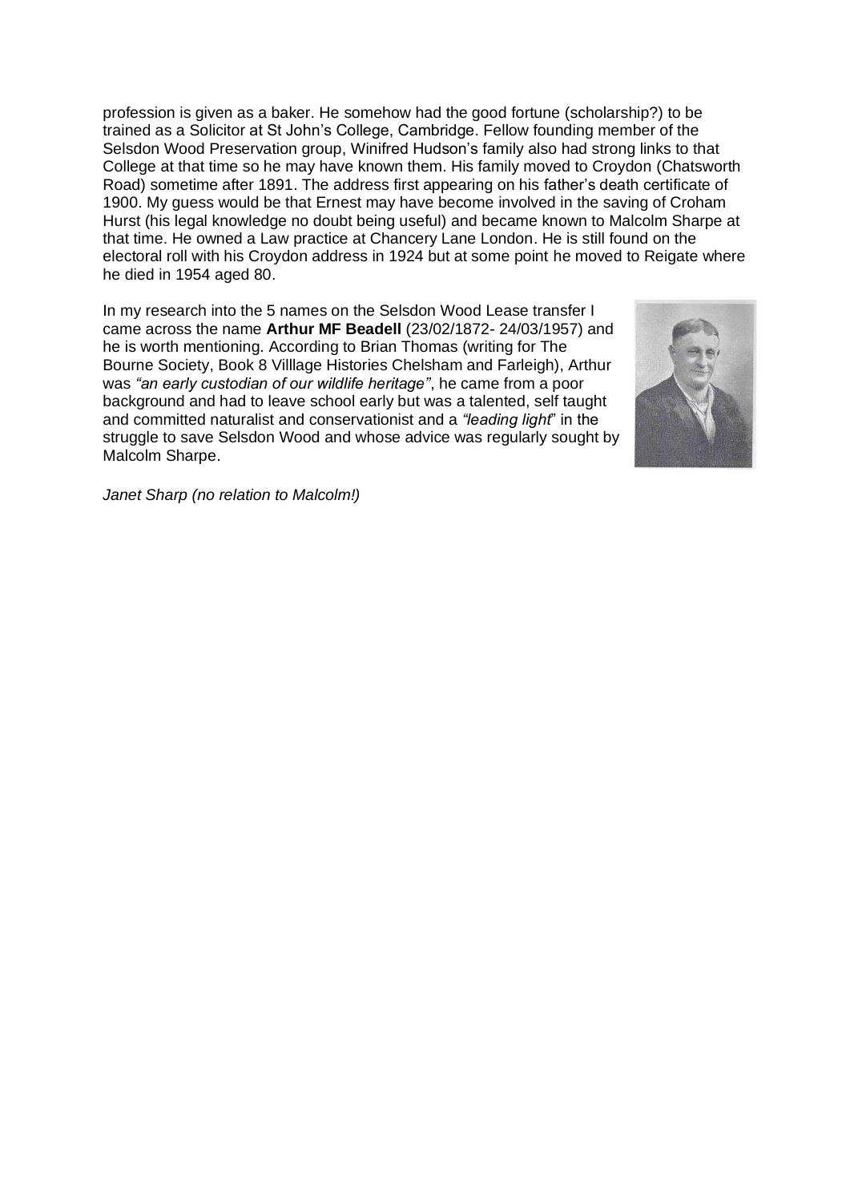profession is given as a baker. He somehow had the good fortune (scholarship?) to be trained as a Solicitor at St John's College, Cambridge. Fellow founding member of the Selsdon Wood Preservation group, Winifred Hudson's family also had strong links to that College at that time so he may have known them. His family moved to Croydon (Chatsworth Road) sometime after 1891. The address first appearing on his father's death certificate of 1900. My guess would be that Ernest may have become involved in the saving of Croham Hurst (his legal knowledge no doubt being useful) and became known to Malcolm Sharpe at that time. He owned a Law practice at Chancery Lane London. He is still found on the electoral roll with his Croydon address in 1924 but at some point he moved to Reigate where he died in 1954 aged 80.

In my research into the 5 names on the Selsdon Wood Lease transfer I came across the name **Arthur MF Beadell** (23/02/1872- 24/03/1957) and he is worth mentioning. According to Brian Thomas (writing for The Bourne Society, Book 8 Villlage Histories Chelsham and Farleigh), Arthur was *"an early custodian of our wildlife heritage"*, he came from a poor background and had to leave school early but was a talented, self taught and committed naturalist and conservationist and a *"leading light"* in the struggle to save Selsdon Wood and whose advice was regularly sought by Malcolm Sharpe.

*Janet Sharp (no relation to Malcolm!)*